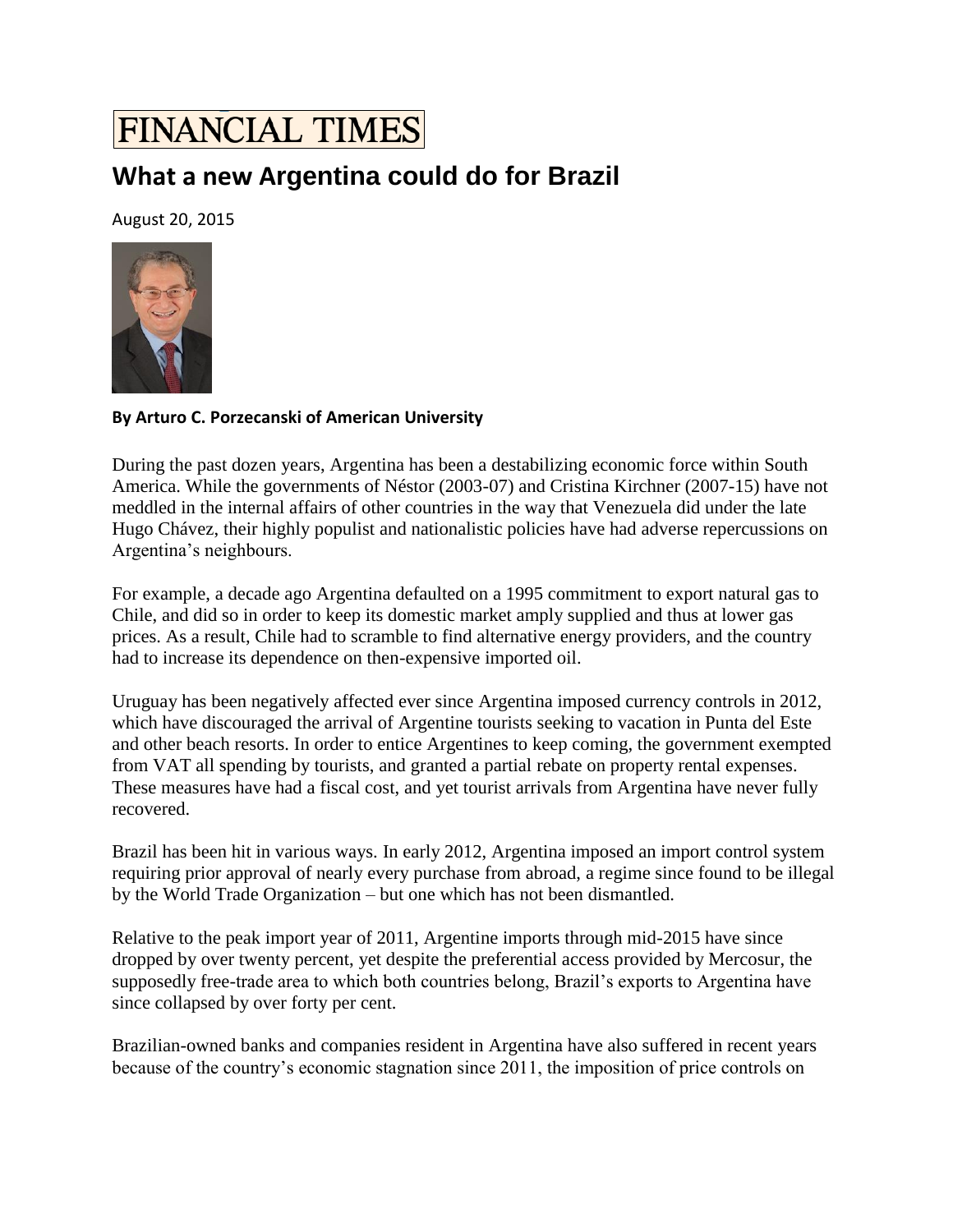FINANCIAL TIMES

## What a new Argentina could do for Brazil

August 20, 2015

**By Arturo C. Porzecanski of American University**

During the past dozen years, Argentina has been a destabilizing economic force within South America. While the governments of Néstor (2003-07) and Cristina Kirchner (2007-15) have not meddled in the internal affairs of other countries in the way that Venezuela did under the late Hugo Chávez, their highly populist and nationalistic policies have had adverse repercussions on Argentina's neighbours.

For example, a decade ago Argentina defaulted on a 1995 commitment to export natural gas to Chile, and did so in order to keep its domestic market amply supplied and thus at lower gas prices. As a result, Chile had to scramble to find alternative energy providers, and the country had to increase its dependence on then-expensive imported oil.

Uruguay has been negatively affected ever since Argentina imposed currency controls in 2012, which have discouraged the arrival of Argentine tourists seeking to vacation in Punta del Este and other beach resorts. In order to entice Argentines to keep coming, the government exempted from VAT all spending by tourists, and granted a partial rebate on property rental expenses. These measures have had a fiscal cost, and yet tourist arrivals from Argentina have never fully recovered.

Brazil has been hit in various ways. In early 2012, Argentina imposed an import control system requiring prior approval of nearly every purchase from abroad, a regime since found to be illegal by the World Trade Organization – but one which has not been dismantled.

Relative to the peak import year of 2011, Argentine imports through mid-2015 have since dropped by over twenty percent, yet despite the preferential access provided by Mercosur, the supposedly free-trade area to which both countries belong, Brazil's exports to Argentina have since collapsed by over forty per cent.

Brazilian-owned banks and companies resident in Argentina have also suffered in recent years because of the country's economic stagnation since 2011, the imposition of price controls on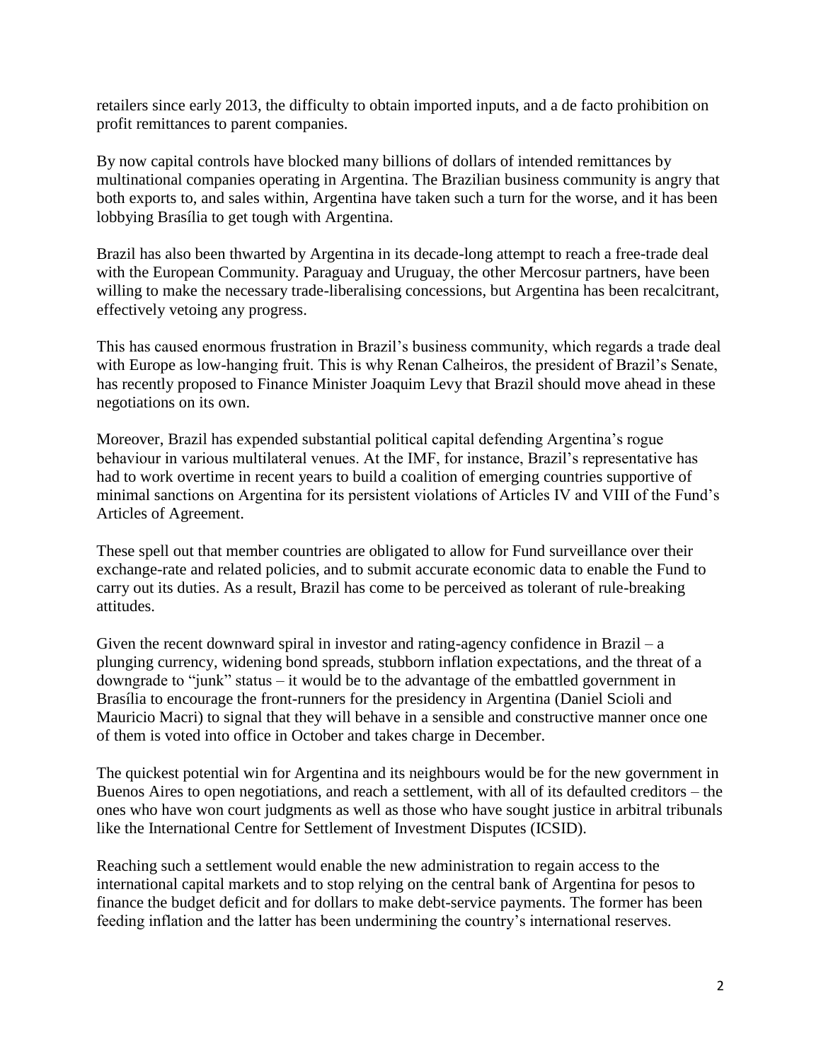retailers since early 2013, the difficulty to obtain imported inputs, and a de facto prohibition on profit remittances to parent companies.

By now capital controls have blocked many billions of dollars of intended remittances by multinational companies operating in Argentina. The Brazilian business community is angry that both exports to, and sales within, Argentina have taken such a turn for the worse, and it has been lobbying Brasília to get tough with Argentina.

Brazil has also been thwarted by Argentina in its decade-long attempt to reach a free-trade deal with the European Community. Paraguay and Uruguay, the other Mercosur partners, have been willing to make the necessary trade-liberalising concessions, but Argentina has been recalcitrant, effectively vetoing any progress.

This has caused enormous frustration in Brazil's business community, which regards a trade deal with Europe as low-hanging fruit. This is why Renan Calheiros, the president of Brazil's Senate, has recently proposed to Finance Minister Joaquim Levy that Brazil should move ahead in these negotiations on its own.

Moreover, Brazil has expended substantial political capital defending Argentina's rogue behaviour in various multilateral venues. At the IMF, for instance, Brazil's representative has had to work overtime in recent years to build a coalition of emerging countries supportive of minimal sanctions on Argentina for its persistent violations of Articles IV and VIII of the Fund's Articles of Agreement.

These spell out that member countries are obligated to allow for Fund surveillance over their exchange-rate and related policies, and to submit accurate economic data to enable the Fund to carry out its duties. As a result, Brazil has come to be perceived as tolerant of rule-breaking attitudes.

Given the recent downward spiral in investor and rating-agency confidence in Brazil – a plunging currency, widening bond spreads, stubborn inflation expectations, and the threat of a downgrade to "junk" status – it would be to the advantage of the embattled government in Brasília to encourage the front-runners for the presidency in Argentina (Daniel Scioli and Mauricio Macri) to signal that they will behave in a sensible and constructive manner once one of them is voted into office in October and takes charge in December.

The quickest potential win for Argentina and its neighbours would be for the new government in Buenos Aires to open negotiations, and reach a settlement, with all of its defaulted creditors – the ones who have won court judgments as well as those who have sought justice in arbitral tribunals like the International Centre for Settlement of Investment Disputes (ICSID).

Reaching such a settlement would enable the new administration to regain access to the international capital markets and to stop relying on the central bank of Argentina for pesos to finance the budget deficit and for dollars to make debt-service payments. The former has been feeding inflation and the latter has been undermining the country's international reserves.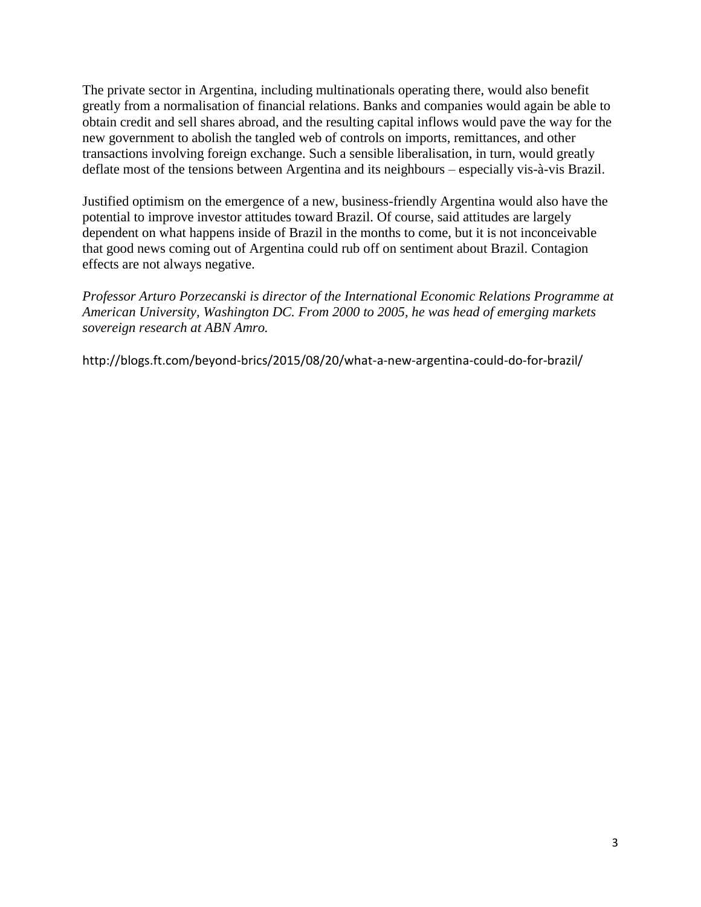The private sector in Argentina, including multinationals operating there, would also benefit greatly from a normalisation of financial relations. Banks and companies would again be able to obtain credit and sell shares abroad, and the resulting capital inflows would pave the way for the new government to abolish the tangled web of controls on imports, remittances, and other transactions involving foreign exchange. Such a sensible liberalisation, in turn, would greatly deflate most of the tensions between Argentina and its neighbours – especially vis-à-vis Brazil.

Justified optimism on the emergence of a new, business-friendly Argentina would also have the potential to improve investor attitudes toward Brazil. Of course, said attitudes are largely dependent on what happens inside of Brazil in the months to come, but it is not inconceivable that good news coming out of Argentina could rub off on sentiment about Brazil. Contagion effects are not always negative.

*Professor Arturo Porzecanski is director of the International Economic Relations Programme at American University, Washington DC. From 2000 to 2005, he was head of emerging markets sovereign research at ABN Amro.*

http://blogs.ft.com/beyond-brics/2015/08/20/what-a-new-argentina-could-do-for-brazil/